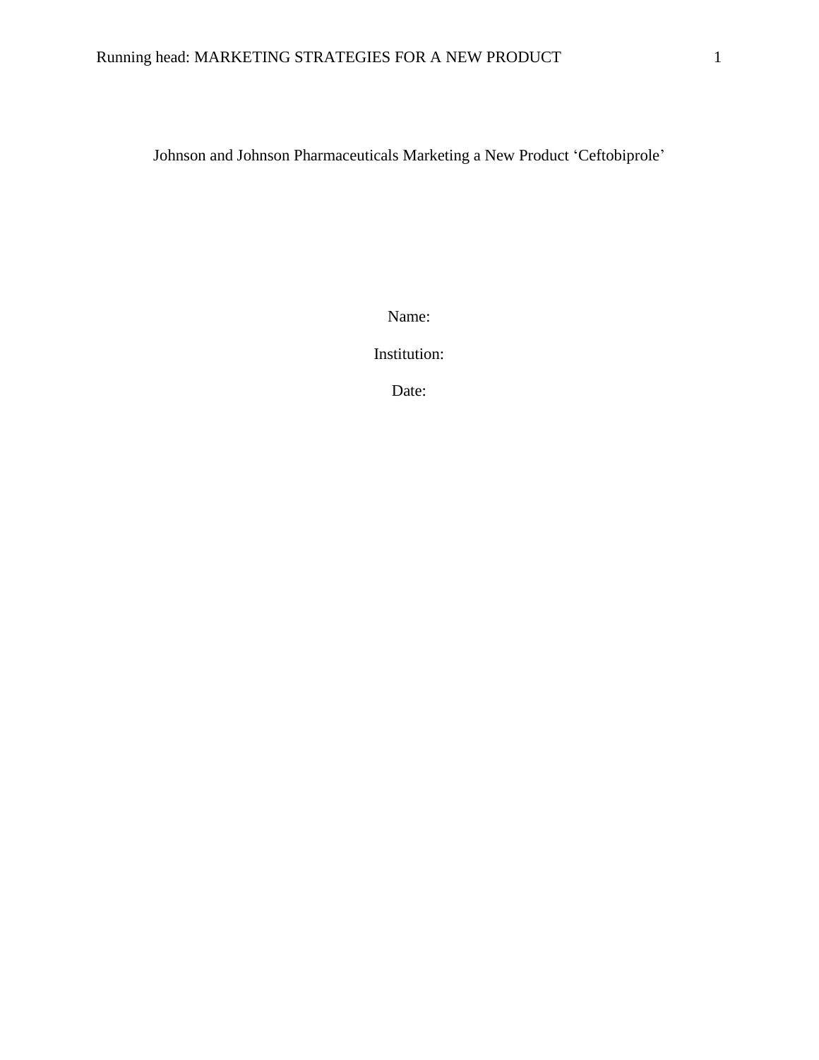Johnson and Johnson Pharmaceuticals Marketing a New Product ‘Ceftobiprole’

Name:

Institution:

Date: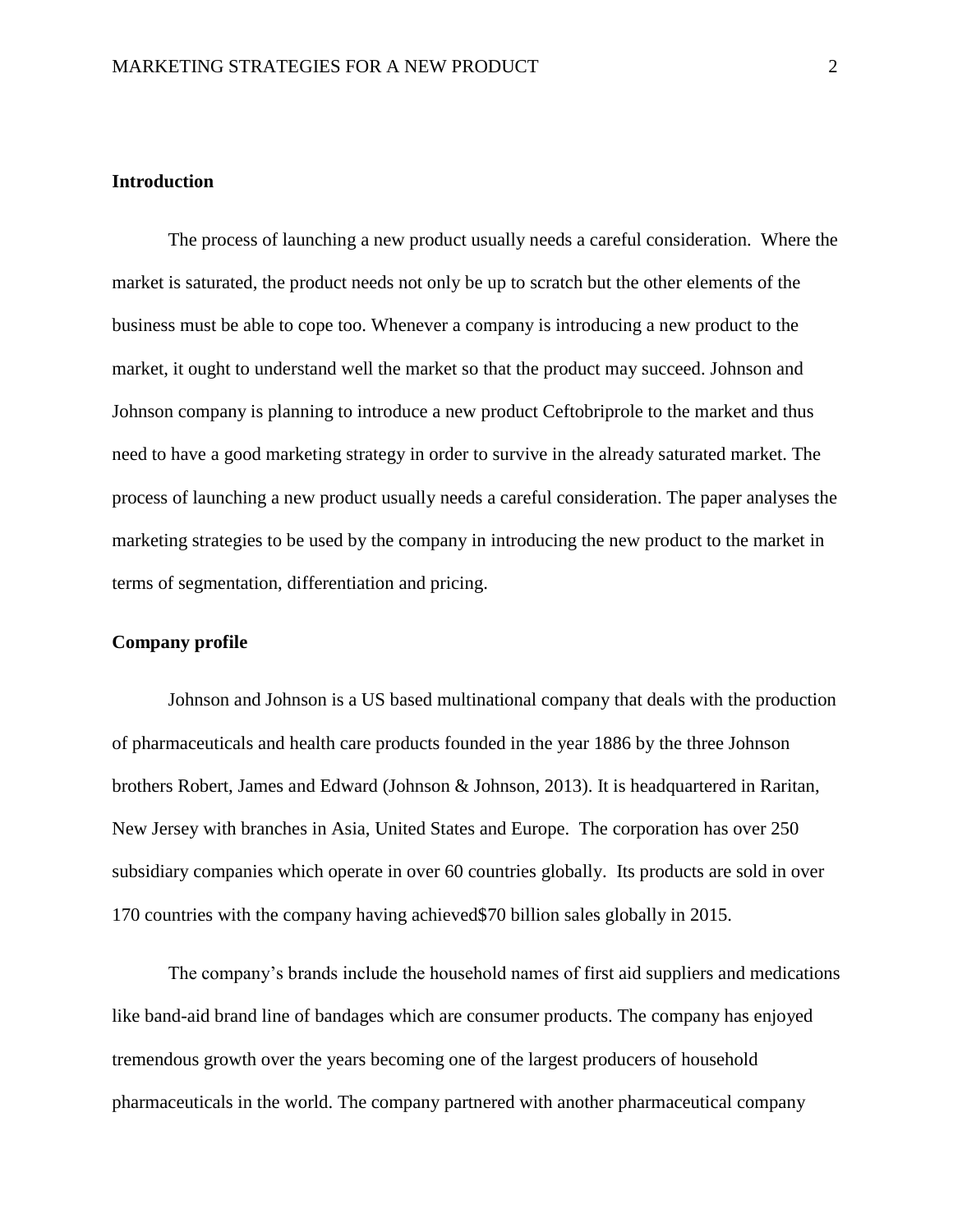## Introduction

The process of launching a new product usually needs a careful consideration.  Where the market is saturated, the product needs not only be up to scratch but the other elements of the business must be able to cope too. Whenever a company is introducing a new product to the market, it ought to understand well the market so that the product may succeed. Johnson and Johnson company is planning to introduce a new product Ceftobriprole to the market and thus need to have a good marketing strategy in order to survive in the already saturated market. The process of launching a new product usually needs a careful consideration. The paper analyses the marketing strategies to be used by the company in introducing the new product to the market in terms of segmentation, differentiation and pricing.

## Company profile

Johnson and Johnson is a US based multinational company that deals with the production of pharmaceuticals and health care products founded in the year 1886 by the three Johnson brothers Robert, James and Edward (Johnson & Johnson, 2013). It is headquartered in Raritan, New Jersey with branches in Asia, United States and Europe.  The corporation has over 250 subsidiary companies which operate in over 60 countries globally.  Its products are sold in over 170 countries with the company having achieved$70 billion sales globally in 2015.

The company's brands include the household names of first aid suppliers and medications like band-aid brand line of bandages which are consumer products. The company has enjoyed tremendous growth over the years becoming one of the largest producers of household pharmaceuticals in the world. The company partnered with another pharmaceutical company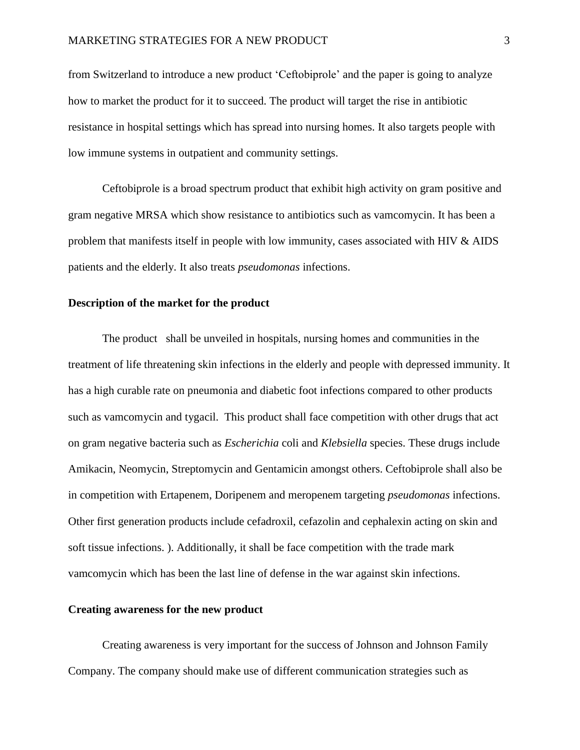from Switzerland to introduce a new product 'Ceftobiprole' and the paper is going to analyze how to market the product for it to succeed. The product will target the rise in antibiotic resistance in hospital settings which has spread into nursing homes. It also targets people with low immune systems in outpatient and community settings.

Ceftobiprole is a broad spectrum product that exhibit high activity on gram positive and gram negative MRSA which show resistance to antibiotics such as vamcomycin. It has been a problem that manifests itself in people with low immunity, cases associated with HIV & AIDS patients and the elderly. It also treats *pseudomonas* infections.

**Description of the market for the product**

The product shall be unveiled in hospitals, nursing homes and communities in the treatment of life threatening skin infections in the elderly and people with depressed immunity. It has a high curable rate on pneumonia and diabetic foot infections compared to other products such as vamcomycin and tygacil. This product shall face competition with other drugs that act on gram negative bacteria such as *Escherichia* coli and *Klebsiella* species. These drugs include Amikacin, Neomycin, Streptomycin and Gentamicin amongst others. Ceftobiprole shall also be in competition with Ertapenem, Doripenem and meropenem targeting *pseudomonas* infections. Other first generation products include cefadroxil, cefazolin and cephalexin acting on skin and soft tissue infections. ). Additionally, it shall be face competition with the trade mark vamcomycin which has been the last line of defense in the war against skin infections.

**Creating awareness for the new product**

Creating awareness is very important for the success of Johnson and Johnson Family Company. The company should make use of different communication strategies such as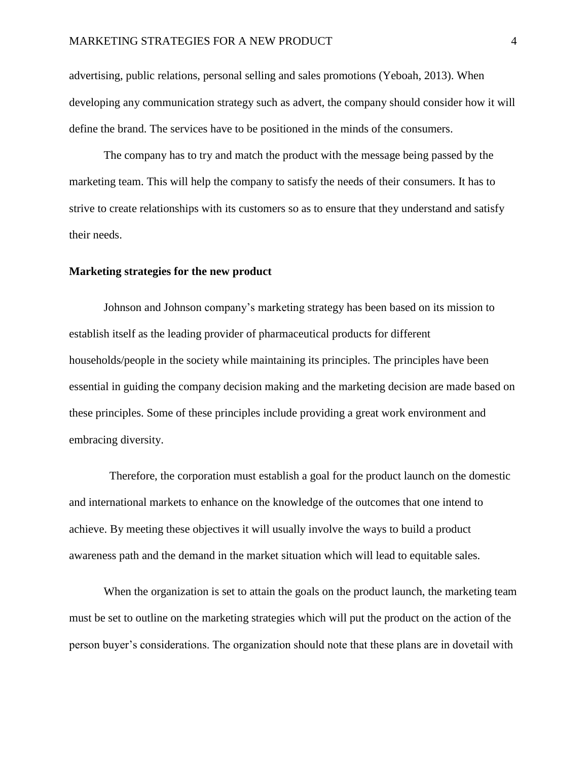advertising, public relations, personal selling and sales promotions (Yeboah, 2013). When developing any communication strategy such as advert, the company should consider how it will define the brand. The services have to be positioned in the minds of the consumers.

The company has to try and match the product with the message being passed by the marketing team. This will help the company to satisfy the needs of their consumers. It has to strive to create relationships with its customers so as to ensure that they understand and satisfy their needs.

**Marketing strategies for the new product**

Johnson and Johnson company's marketing strategy has been based on its mission to establish itself as the leading provider of pharmaceutical products for different households/people in the society while maintaining its principles. The principles have been essential in guiding the company decision making and the marketing decision are made based on these principles. Some of these principles include providing a great work environment and embracing diversity.

Therefore, the corporation must establish a goal for the product launch on the domestic and international markets to enhance on the knowledge of the outcomes that one intend to achieve. By meeting these objectives it will usually involve the ways to build a product awareness path and the demand in the market situation which will lead to equitable sales.

When the organization is set to attain the goals on the product launch, the marketing team must be set to outline on the marketing strategies which will put the product on the action of the person buyer's considerations. The organization should note that these plans are in dovetail with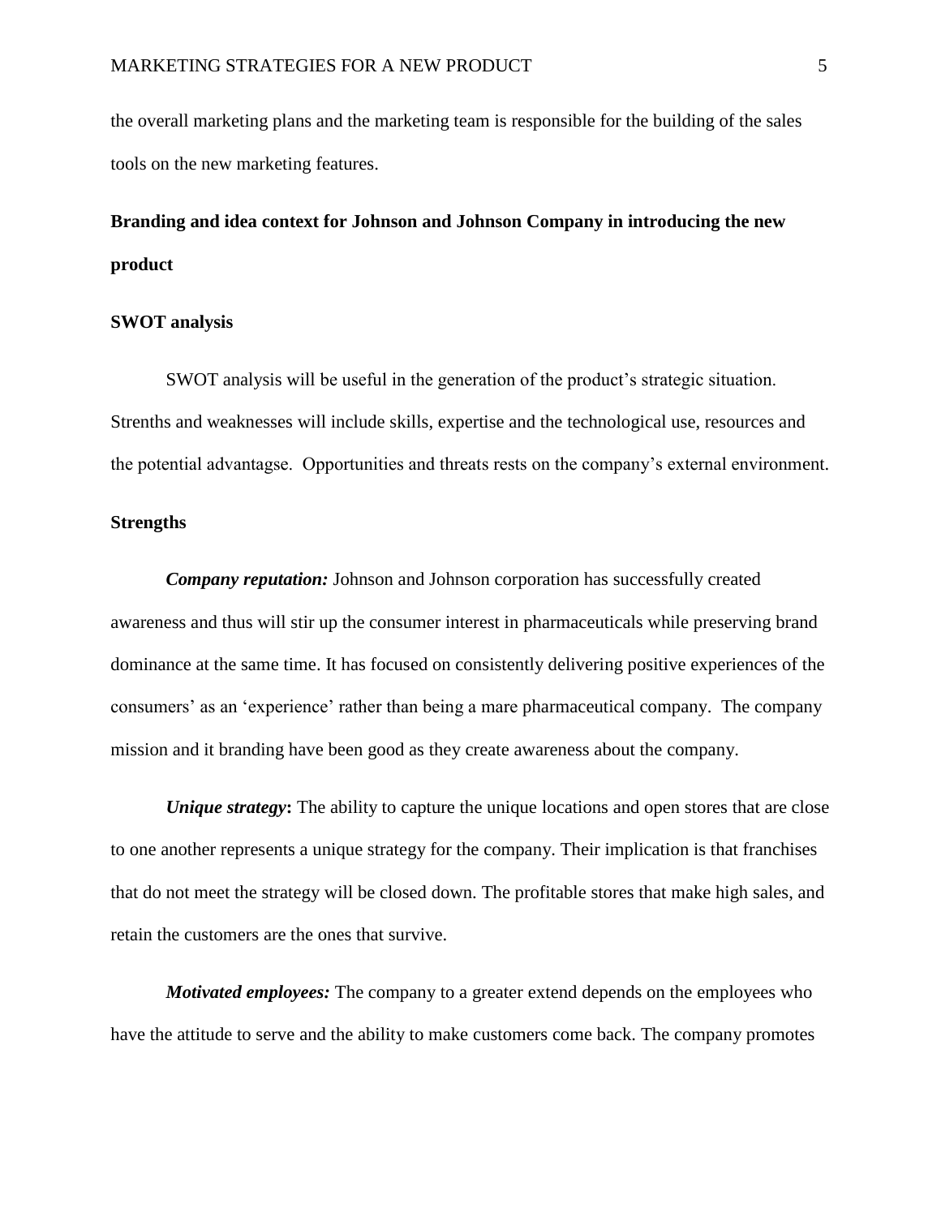the overall marketing plans and the marketing team is responsible for the building of the sales tools on the new marketing features.

## Branding and idea context for Johnson and Johnson Company in introducing the new product

### SWOT analysis

SWOT analysis will be useful in the generation of the product's strategic situation. Strenths and weaknesses will include skills, expertise and the technological use, resources and the potential advantagse. Opportunities and threats rests on the company's external environment.

### Strengths

***Company reputation:*** Johnson and Johnson corporation has successfully created awareness and thus will stir up the consumer interest in pharmaceuticals while preserving brand dominance at the same time. It has focused on consistently delivering positive experiences of the consumers' as an 'experience' rather than being a mare pharmaceutical company. The company mission and it branding have been good as they create awareness about the company.

***Unique strategy*:** The ability to capture the unique locations and open stores that are close to one another represents a unique strategy for the company. Their implication is that franchises that do not meet the strategy will be closed down. The profitable stores that make high sales, and retain the customers are the ones that survive.

***Motivated employees:*** The company to a greater extend depends on the employees who have the attitude to serve and the ability to make customers come back. The company promotes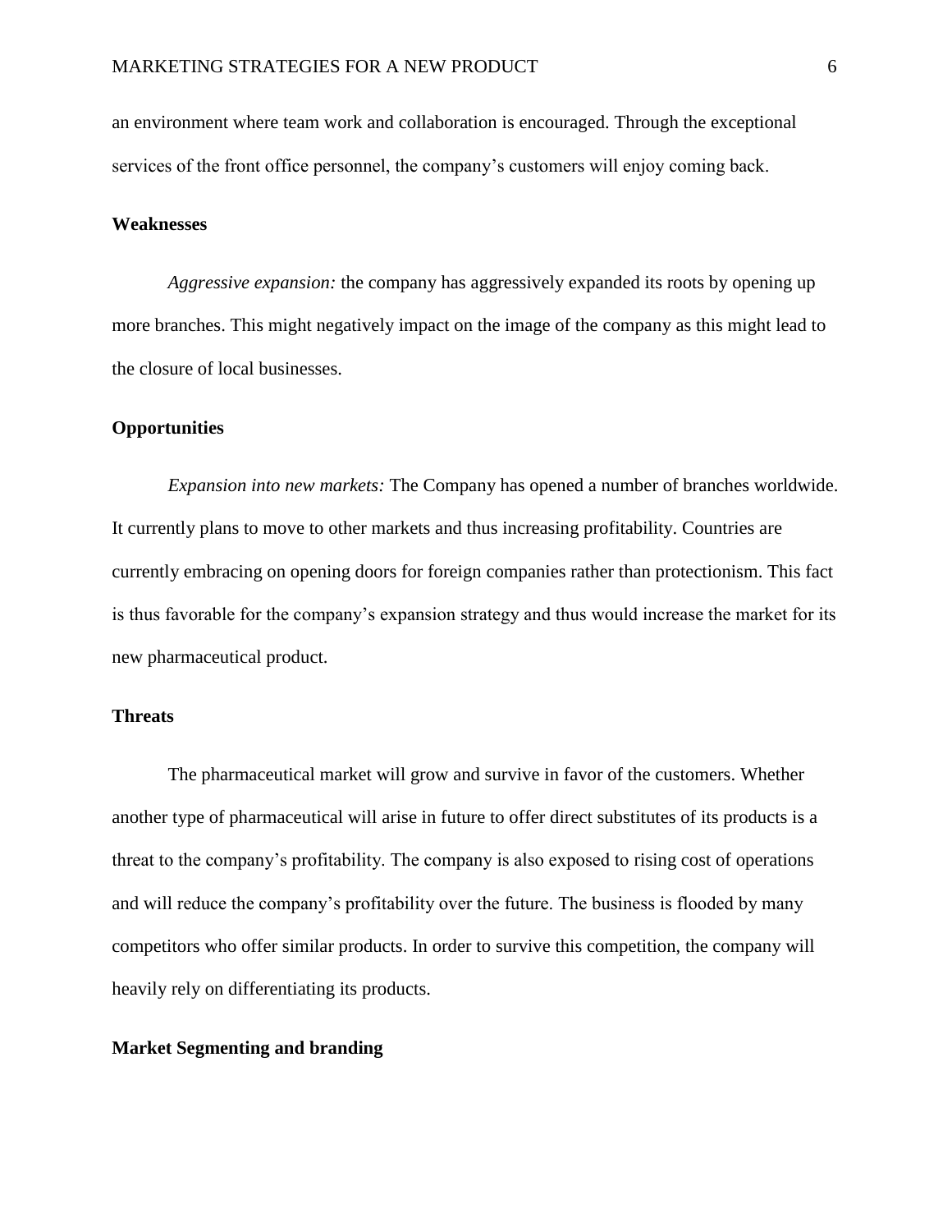an environment where team work and collaboration is encouraged. Through the exceptional services of the front office personnel, the company's customers will enjoy coming back.

## Weaknesses

*Aggressive expansion:* the company has aggressively expanded its roots by opening up more branches. This might negatively impact on the image of the company as this might lead to the closure of local businesses.

## Opportunities

*Expansion into new markets:* The Company has opened a number of branches worldwide. It currently plans to move to other markets and thus increasing profitability. Countries are currently embracing on opening doors for foreign companies rather than protectionism. This fact is thus favorable for the company's expansion strategy and thus would increase the market for its new pharmaceutical product.

## Threats

The pharmaceutical market will grow and survive in favor of the customers. Whether another type of pharmaceutical will arise in future to offer direct substitutes of its products is a threat to the company's profitability. The company is also exposed to rising cost of operations and will reduce the company's profitability over the future. The business is flooded by many competitors who offer similar products. In order to survive this competition, the company will heavily rely on differentiating its products.

## Market Segmenting and branding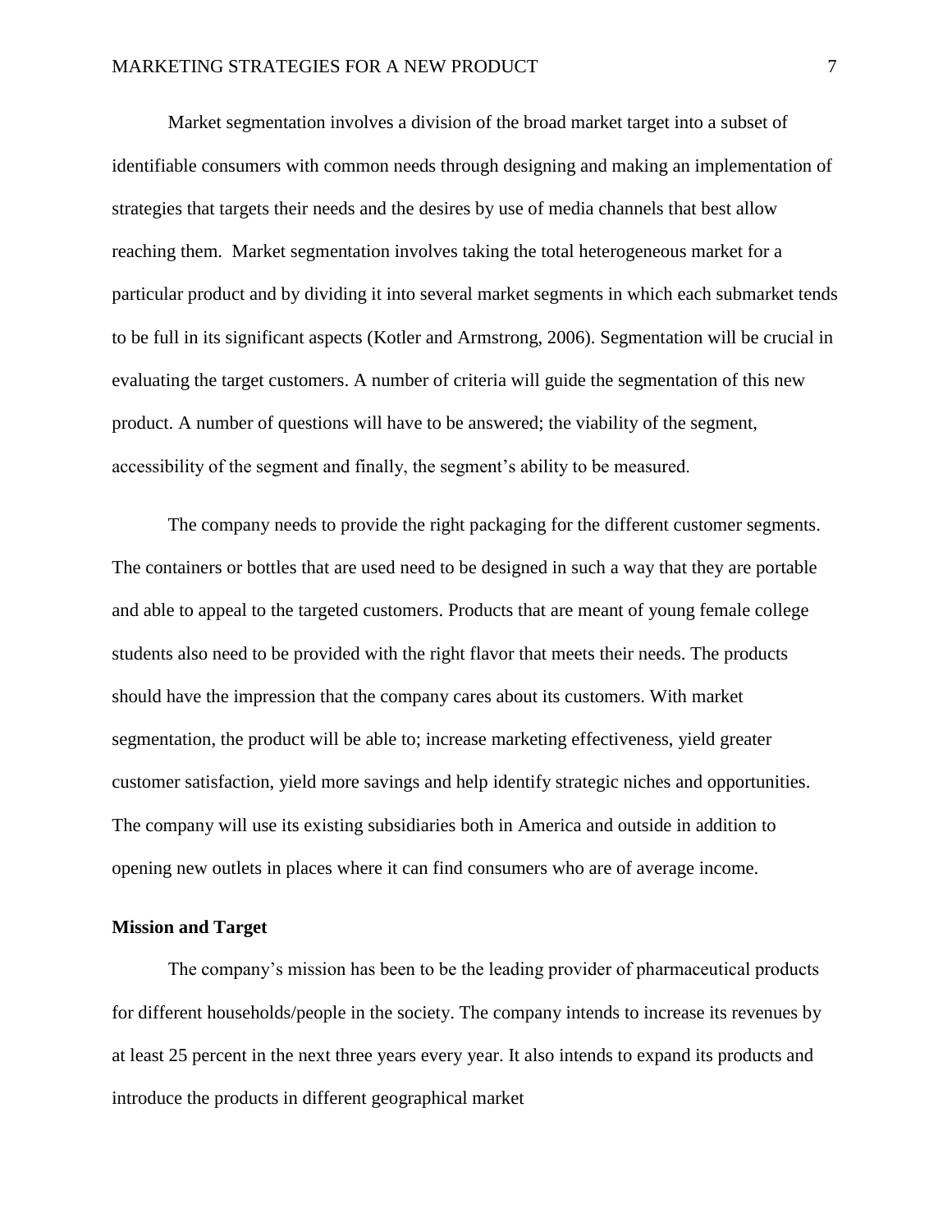Market segmentation involves a division of the broad market target into a subset of identifiable consumers with common needs through designing and making an implementation of strategies that targets their needs and the desires by use of media channels that best allow reaching them. Market segmentation involves taking the total heterogeneous market for a particular product and by dividing it into several market segments in which each submarket tends to be full in its significant aspects (Kotler and Armstrong, 2006). Segmentation will be crucial in evaluating the target customers. A number of criteria will guide the segmentation of this new product. A number of questions will have to be answered; the viability of the segment, accessibility of the segment and finally, the segment's ability to be measured.

The company needs to provide the right packaging for the different customer segments. The containers or bottles that are used need to be designed in such a way that they are portable and able to appeal to the targeted customers. Products that are meant of young female college students also need to be provided with the right flavor that meets their needs. The products should have the impression that the company cares about its customers. With market segmentation, the product will be able to; increase marketing effectiveness, yield greater customer satisfaction, yield more savings and help identify strategic niches and opportunities. The company will use its existing subsidiaries both in America and outside in addition to opening new outlets in places where it can find consumers who are of average income.

**Mission and Target**

The company's mission has been to be the leading provider of pharmaceutical products for different households/people in the society. The company intends to increase its revenues by at least 25 percent in the next three years every year. It also intends to expand its products and introduce the products in different geographical market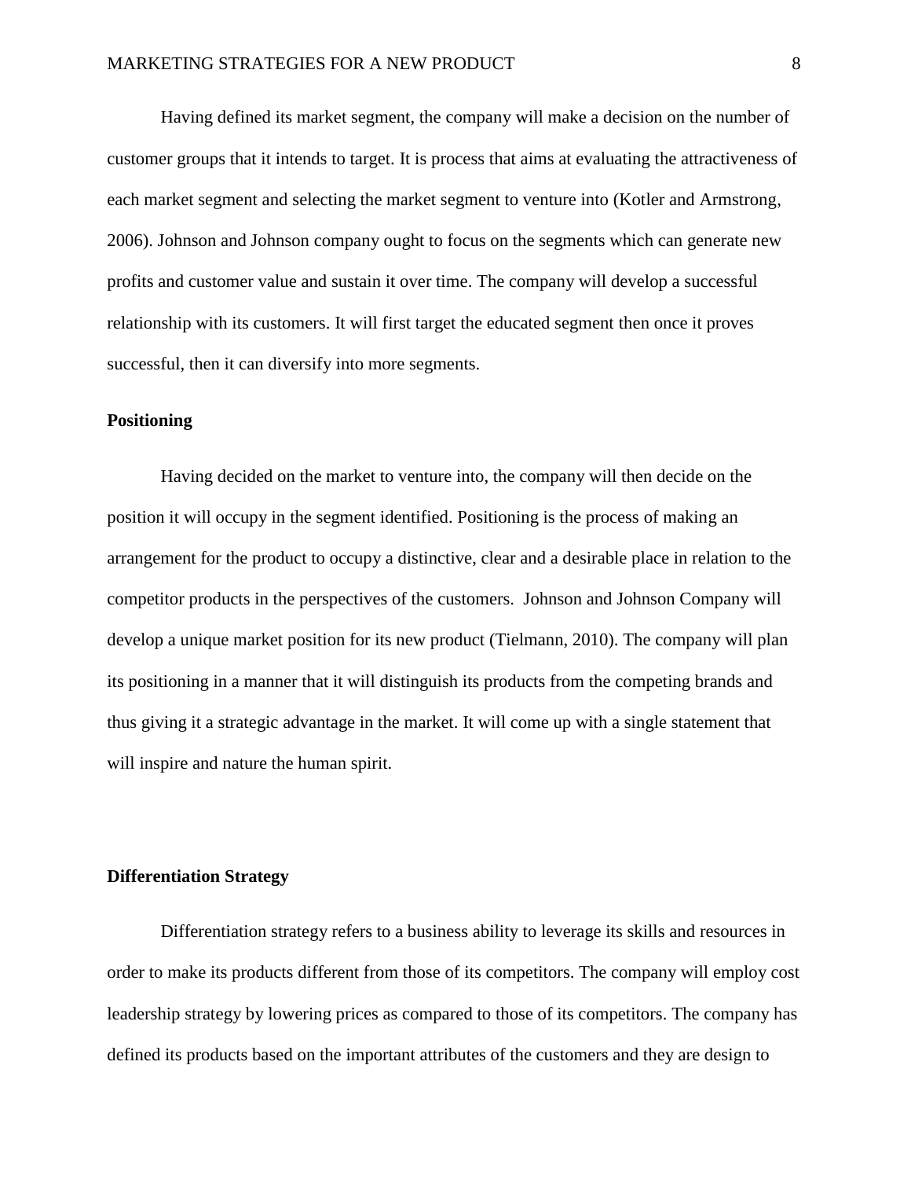Having defined its market segment, the company will make a decision on the number of customer groups that it intends to target. It is process that aims at evaluating the attractiveness of each market segment and selecting the market segment to venture into (Kotler and Armstrong, 2006). Johnson and Johnson company ought to focus on the segments which can generate new profits and customer value and sustain it over time. The company will develop a successful relationship with its customers. It will first target the educated segment then once it proves successful, then it can diversify into more segments.

**Positioning**

Having decided on the market to venture into, the company will then decide on the position it will occupy in the segment identified. Positioning is the process of making an arrangement for the product to occupy a distinctive, clear and a desirable place in relation to the competitor products in the perspectives of the customers. Johnson and Johnson Company will develop a unique market position for its new product (Tielmann, 2010). The company will plan its positioning in a manner that it will distinguish its products from the competing brands and thus giving it a strategic advantage in the market. It will come up with a single statement that will inspire and nature the human spirit.

**Differentiation Strategy**

Differentiation strategy refers to a business ability to leverage its skills and resources in order to make its products different from those of its competitors. The company will employ cost leadership strategy by lowering prices as compared to those of its competitors. The company has defined its products based on the important attributes of the customers and they are design to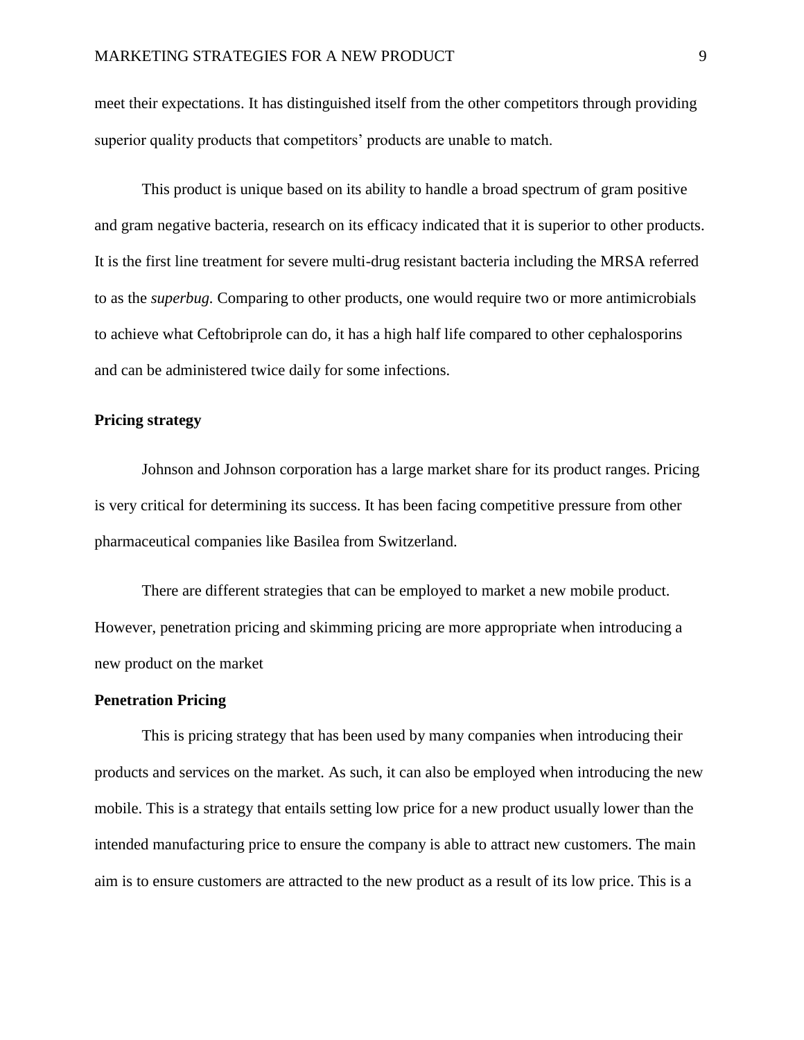meet their expectations. It has distinguished itself from the other competitors through providing superior quality products that competitors' products are unable to match.

This product is unique based on its ability to handle a broad spectrum of gram positive and gram negative bacteria, research on its efficacy indicated that it is superior to other products. It is the first line treatment for severe multi-drug resistant bacteria including the MRSA referred to as the *superbug.* Comparing to other products, one would require two or more antimicrobials to achieve what Ceftobriprole can do, it has a high half life compared to other cephalosporins and can be administered twice daily for some infections.

**Pricing strategy**

Johnson and Johnson corporation has a large market share for its product ranges. Pricing is very critical for determining its success. It has been facing competitive pressure from other pharmaceutical companies like Basilea from Switzerland.

There are different strategies that can be employed to market a new mobile product. However, penetration pricing and skimming pricing are more appropriate when introducing a new product on the market

**Penetration Pricing**

This is pricing strategy that has been used by many companies when introducing their products and services on the market. As such, it can also be employed when introducing the new mobile. This is a strategy that entails setting low price for a new product usually lower than the intended manufacturing price to ensure the company is able to attract new customers. The main aim is to ensure customers are attracted to the new product as a result of its low price. This is a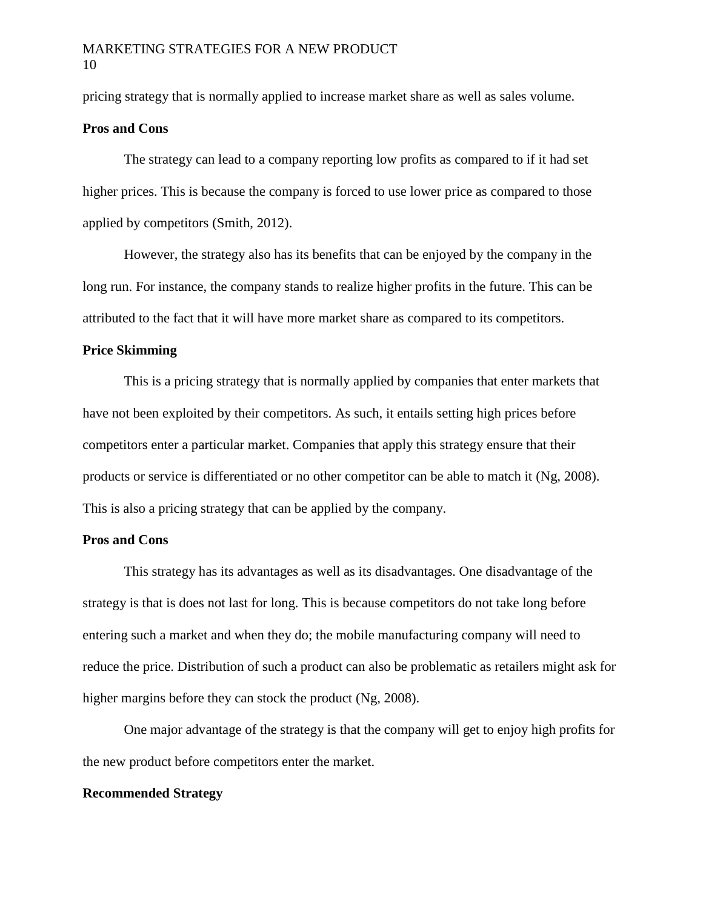pricing strategy that is normally applied to increase market share as well as sales volume.

**Pros and Cons**

The strategy can lead to a company reporting low profits as compared to if it had set higher prices. This is because the company is forced to use lower price as compared to those applied by competitors (Smith, 2012).

However, the strategy also has its benefits that can be enjoyed by the company in the long run. For instance, the company stands to realize higher profits in the future. This can be attributed to the fact that it will have more market share as compared to its competitors.

**Price Skimming**

This is a pricing strategy that is normally applied by companies that enter markets that have not been exploited by their competitors. As such, it entails setting high prices before competitors enter a particular market. Companies that apply this strategy ensure that their products or service is differentiated or no other competitor can be able to match it (Ng, 2008). This is also a pricing strategy that can be applied by the company.

**Pros and Cons**

This strategy has its advantages as well as its disadvantages. One disadvantage of the strategy is that is does not last for long. This is because competitors do not take long before entering such a market and when they do; the mobile manufacturing company will need to reduce the price. Distribution of such a product can also be problematic as retailers might ask for higher margins before they can stock the product (Ng, 2008).

One major advantage of the strategy is that the company will get to enjoy high profits for the new product before competitors enter the market.

**Recommended Strategy**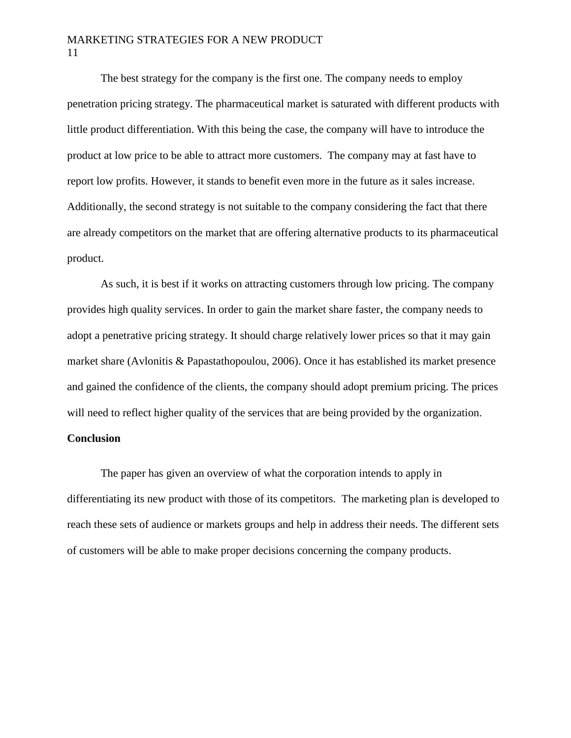The best strategy for the company is the first one. The company needs to employ penetration pricing strategy. The pharmaceutical market is saturated with different products with little product differentiation. With this being the case, the company will have to introduce the product at low price to be able to attract more customers. The company may at fast have to report low profits. However, it stands to benefit even more in the future as it sales increase. Additionally, the second strategy is not suitable to the company considering the fact that there are already competitors on the market that are offering alternative products to its pharmaceutical product.

As such, it is best if it works on attracting customers through low pricing. The company provides high quality services. In order to gain the market share faster, the company needs to adopt a penetrative pricing strategy. It should charge relatively lower prices so that it may gain market share (Avlonitis & Papastathopoulou, 2006). Once it has established its market presence and gained the confidence of the clients, the company should adopt premium pricing. The prices will need to reflect higher quality of the services that are being provided by the organization.

**Conclusion**

The paper has given an overview of what the corporation intends to apply in differentiating its new product with those of its competitors. The marketing plan is developed to reach these sets of audience or markets groups and help in address their needs. The different sets of customers will be able to make proper decisions concerning the company products.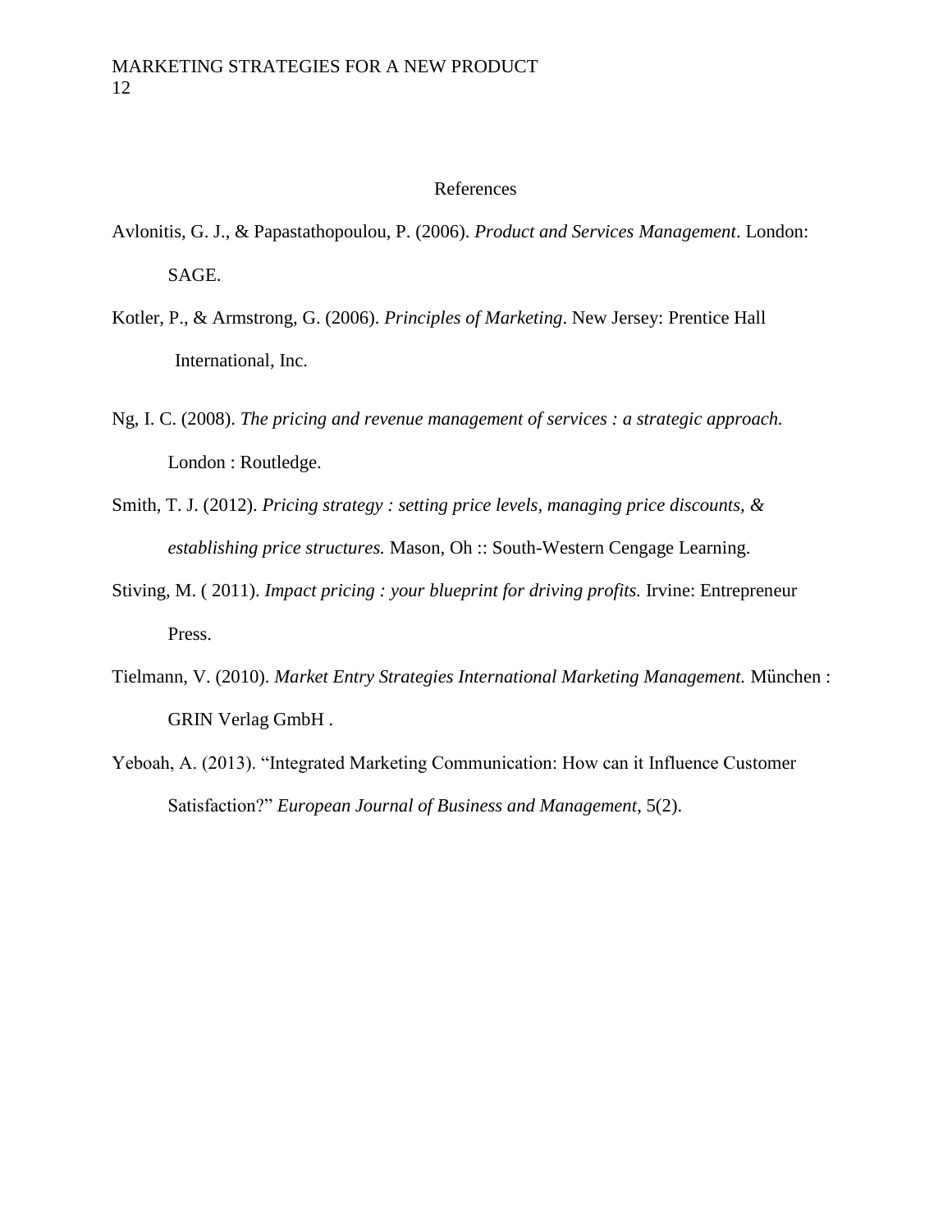# References

Avlonitis, G. J., & Papastathopoulou, P. (2006). *Product and Services Management*. London: SAGE.

Kotler, P., & Armstrong, G. (2006). *Principles of Marketing*. New Jersey: Prentice Hall International, Inc.

Ng, I. C. (2008). *The pricing and revenue management of services : a strategic approach.* London : Routledge.

Smith, T. J. (2012). *Pricing strategy : setting price levels, managing price discounts, & establishing price structures.* Mason, Oh :: South-Western Cengage Learning.

Stiving, M. ( 2011). *Impact pricing : your blueprint for driving profits.* Irvine: Entrepreneur Press.

Tielmann, V. (2010). *Market Entry Strategies International Marketing Management.* München : GRIN Verlag GmbH .

Yeboah, A. (2013). “Integrated Marketing Communication: How can it Influence Customer Satisfaction?” *European Journal of Business and Management*, 5(2).